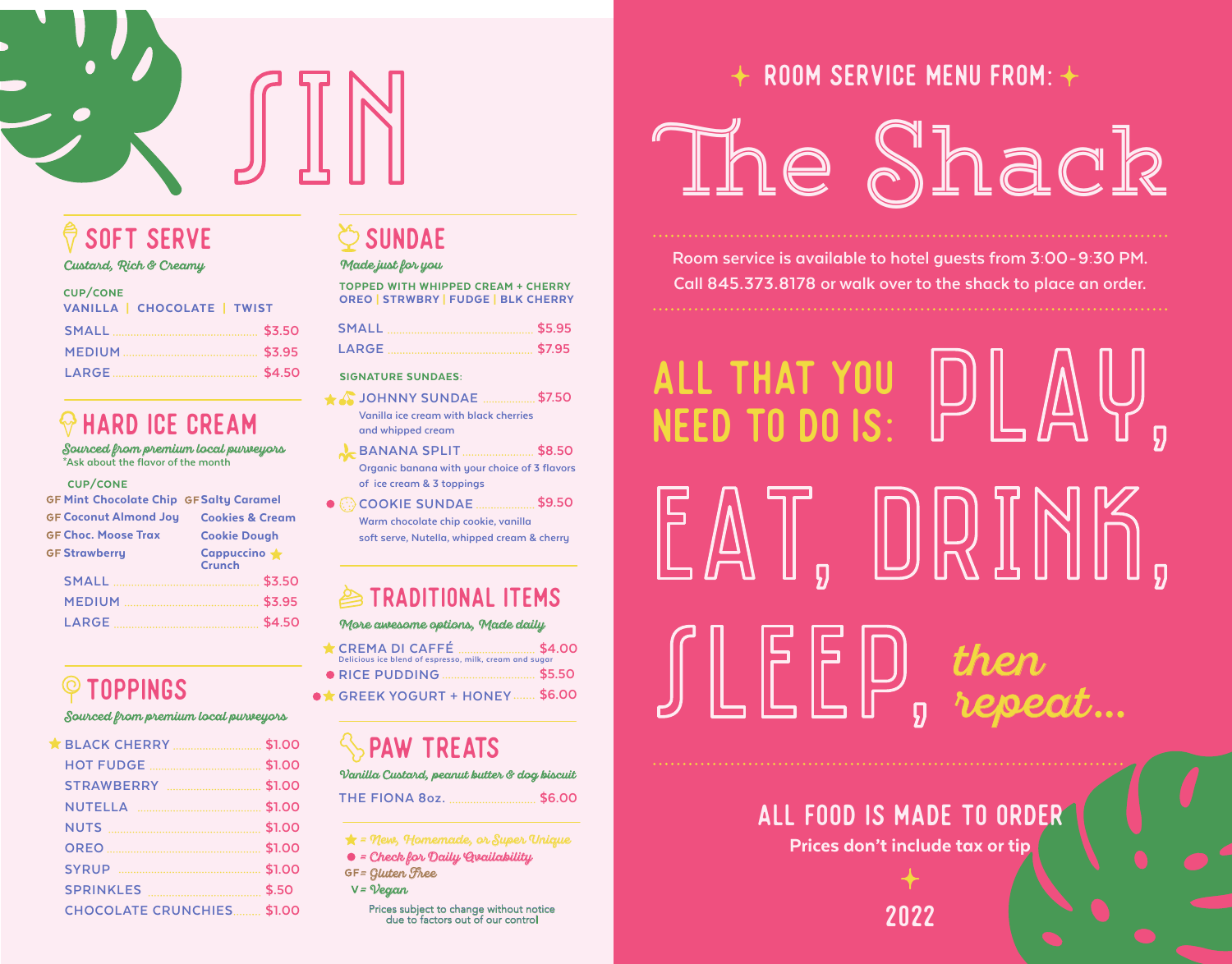# SIN

## SOFT SERVE

*Custard, Rich & Creamy*

CUP/CONE
VANILLA | CHOCOLATE | TWIST

| | |
|---|---|
| SMALL | $3.50 |
| MEDIUM | $3.95 |
| LARGE | $4.50 |

## HARD ICE CREAM

*Sourced from premium local purveyors*
*Ask about the flavor of the month

CUP/CONE

- GF Mint Chocolate Chip
- GF Coconut Almond Joy
- GF Choc. Moose Trax
- GF Strawberry
- GF Salty Caramel
- Cookies & Cream
- Cookie Dough
- Cappuccino Crunch ★

| | |
|---|---|
| SMALL | $3.50 |
| MEDIUM | $3.95 |
| LARGE | $4.50 |

## TOPPINGS

*Sourced from premium local purveyors*

| | |
|---|---|
| ★ BLACK CHERRY | $1.00 |
| HOT FUDGE | $1.00 |
| STRAWBERRY | $1.00 |
| NUTELLA | $1.00 |
| NUTS | $1.00 |
| OREO | $1.00 |
| SYRUP | $1.00 |
| SPRINKLES | $.50 |
| CHOCOLATE CRUNCHIES | $1.00 |

## SUNDAE

*Made just for you*

TOPPED WITH WHIPPED CREAM + CHERRY
OREO | STRWBRY | FUDGE | BLK CHERRY

| | |
|---|---|
| SMALL | $5.95 |
| LARGE | $7.95 |

SIGNATURE SUNDAES:

- ★ **JOHNNY SUNDAE** — $7.50
  Vanilla ice cream with black cherries and whipped cream
- **BANANA SPLIT** — $8.50
  Organic banana with your choice of 3 flavors of ice cream & 3 toppings
- ● **COOKIE SUNDAE** — $9.50
  Warm chocolate chip cookie, vanilla soft serve, Nutella, whipped cream & cherry

## TRADITIONAL ITEMS

*More awesome options, Made daily*

- ★ **CREMA DI CAFFÉ** — $4.00
  Delicious ice blend of espresso, milk, cream and sugar
- ● **RICE PUDDING** — $5.50
- ●★ **GREEK YOGURT + HONEY** — $6.00

## PAW TREATS

*Vanilla Custard, peanut butter & dog biscuit*

THE FIONA 8oz. — $6.00

★ = *New, Homemade, or Super Unique*
● = *Check for Daily Availability*
GF = *Gluten Free*
V = *Vegan*

Prices subject to change without notice due to factors out of our control

✦ ROOM SERVICE MENU FROM: ✦

# The Shack

Room service is available to hotel guests from 3:00-9:30 PM.
Call 845.373.8178 or walk over to the shack to place an order.

ALL THAT YOU NEED TO DO IS: PLAY, EAT, DRINK, SLEEP, *then repeat...*

ALL FOOD IS MADE TO ORDER
Prices don't include tax or tip

2022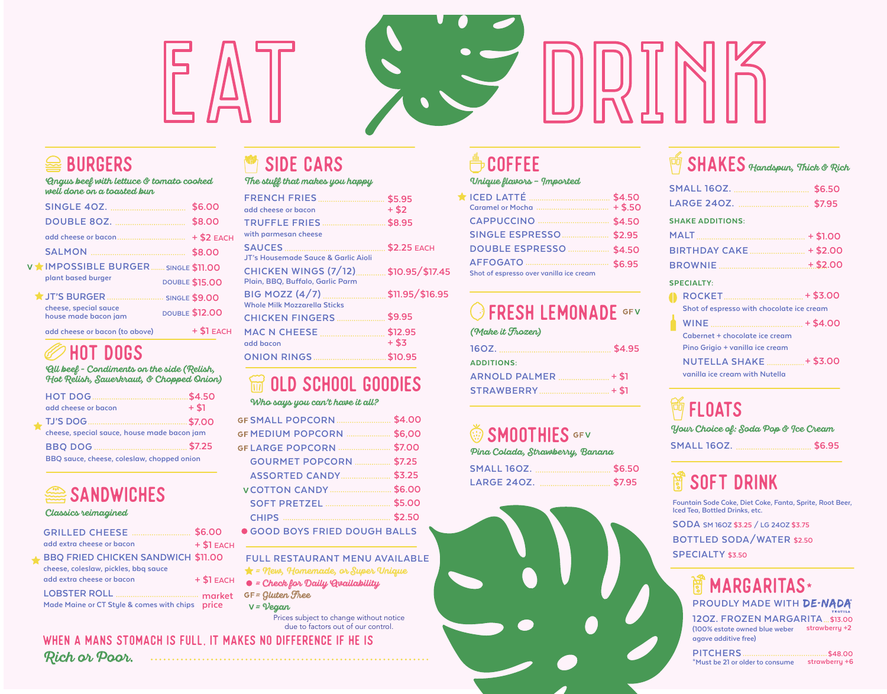# EAT DRINK

## BURGERS

*Angus beef with lettuce & tomato cooked well done on a toasted bun*

- SINGLE 4OZ. — $6.00
- DOUBLE 8OZ. — $8.00
- add cheese or bacon — + $2 EACH
- SALMON — $8.00
- V ★ IMPOSSIBLE BURGER — SINGLE $11.00 / DOUBLE $15.00
  plant based burger
- ★ JT'S BURGER — SINGLE $9.00 / DOUBLE $12.00
  cheese, special sauce, house made bacon jam
- add cheese or bacon (to above) — + $1 EACH

## HOT DOGS

*All beef - Condiments on the side (Relish, Hot Relish, Sauerkraut, & Chopped Onion)*

- HOT DOG — $4.50
  add cheese or bacon — + $1
- ★ TJ'S DOG — $7.00
  cheese, special sauce, house made bacon jam
- BBQ DOG — $7.25
  BBQ sauce, cheese, coleslaw, chopped onion

## SANDWICHES

*Classics reimagined*

- GRILLED CHEESE — $6.00
  add extra cheese or bacon — + $1 EACH
- ★ BBQ FRIED CHICKEN SANDWICH — $11.00
  cheese, coleslaw, pickles, bbq sauce
  add extra cheese or bacon — + $1 EACH
- LOBSTER ROLL — market price
  Made Maine or CT Style & comes with chips

WHEN A MANS STOMACH IS FULL, IT MAKES NO DIFFERENCE IF HE IS *Rich or Poor.*

## SIDE CARS

*The stuff that makes you happy*

- FRENCH FRIES — $5.95
  add cheese or bacon — + $2
- TRUFFLE FRIES — $8.95
  with parmesan cheese
- SAUCES — $2.25 EACH
  JT's Housemade Sauce & Garlic Aioli
- CHICKEN WINGS (7/12) — $10.95/$17.45
  Plain, BBQ, Buffalo, Garlic Parm
- BIG MOZZ (4/7) — $11.95/$16.95
  Whole Milk Mozzarella Sticks
- CHICKEN FINGERS — $9.95
- MAC N CHEESE — $12.95
  add bacon — + $3
- ONION RINGS — $10.95

## OLD SCHOOL GOODIES

*Who says you can't have it all?*

- GF SMALL POPCORN — $4.00
- GF MEDIUM POPCORN — $6,00
- GF LARGE POPCORN — $7.00
- GOURMET POPCORN — $7.25
- ASSORTED CANDY — $3.25
- V COTTON CANDY — $6.00
- SOFT PRETZEL — $5.00
- CHIPS — $2.50
- ● GOOD BOYS FRIED DOUGH BALLS

FULL RESTAURANT MENU AVAILABLE

★ = *New, Homemade, or Super Unique*
● = *Check for Daily Availability*
GF = *Gluten Free*
V = *Vegan*

Prices subject to change without notice due to factors out of our control.

## COFFEE

*Unique flavors - Imported*

- ★ ICED LATTÉ — $4.50
  Caramel or Mocha — + $.50
- CAPPUCCINO — $4.50
- SINGLE ESPRESSO — $2.95
- DOUBLE ESPRESSO — $4.50
- AFFOGATO — $6.95
  Shot of espresso over vanilla ice cream

## FRESH LEMONADE GF V

*(Make it Frozen)*

- 16OZ. — $4.95

ADDITIONS:

- ARNOLD PALMER — + $1
- STRAWBERRY — + $1

## SMOOTHIES GF V

*Pina Colada, Strawberry, Banana*

- SMALL 16OZ. — $6.50
- LARGE 24OZ. — $7.95

## SHAKES *Handspun, Thick & Rich*

- SMALL 16OZ. — $6.50
- LARGE 24OZ. — $7.95

SHAKE ADDITIONS:

- MALT — + $1.00
- BIRTHDAY CAKE — + $2.00
- BROWNIE — + $2.00

SPECIALTY:

- ROCKET — + $3.00
  Shot of espresso with chocolate ice cream
- WINE — + $4.00
  Cabernet + chocolate ice cream
  Pino Grigio + vanilla ice cream
- NUTELLA SHAKE — + $3.00
  vanilla ice cream with Nutella

## FLOATS

*Your Choice of: Soda Pop & Ice Cream*

- SMALL 16OZ. — $6.95

## SOFT DRINK

Fountain Sode Coke, Diet Coke, Fanta, Sprite, Root Beer, Iced Tea, Bottled Drinks, etc.

- SODA SM 16OZ $3.25 / LG 24OZ $3.75
- BOTTLED SODA/WATER $2.50
- SPECIALTY $3.50

## MARGARITAS*

PROUDLY MADE WITH DE-NADA TEQUILA

- 12OZ. FROZEN MARGARITA — $13.00
  (100% estate owned blue weber agave additive free) — strawberry +2
- PITCHERS — $48.00
  *Must be 21 or older to consume — strawberry +6